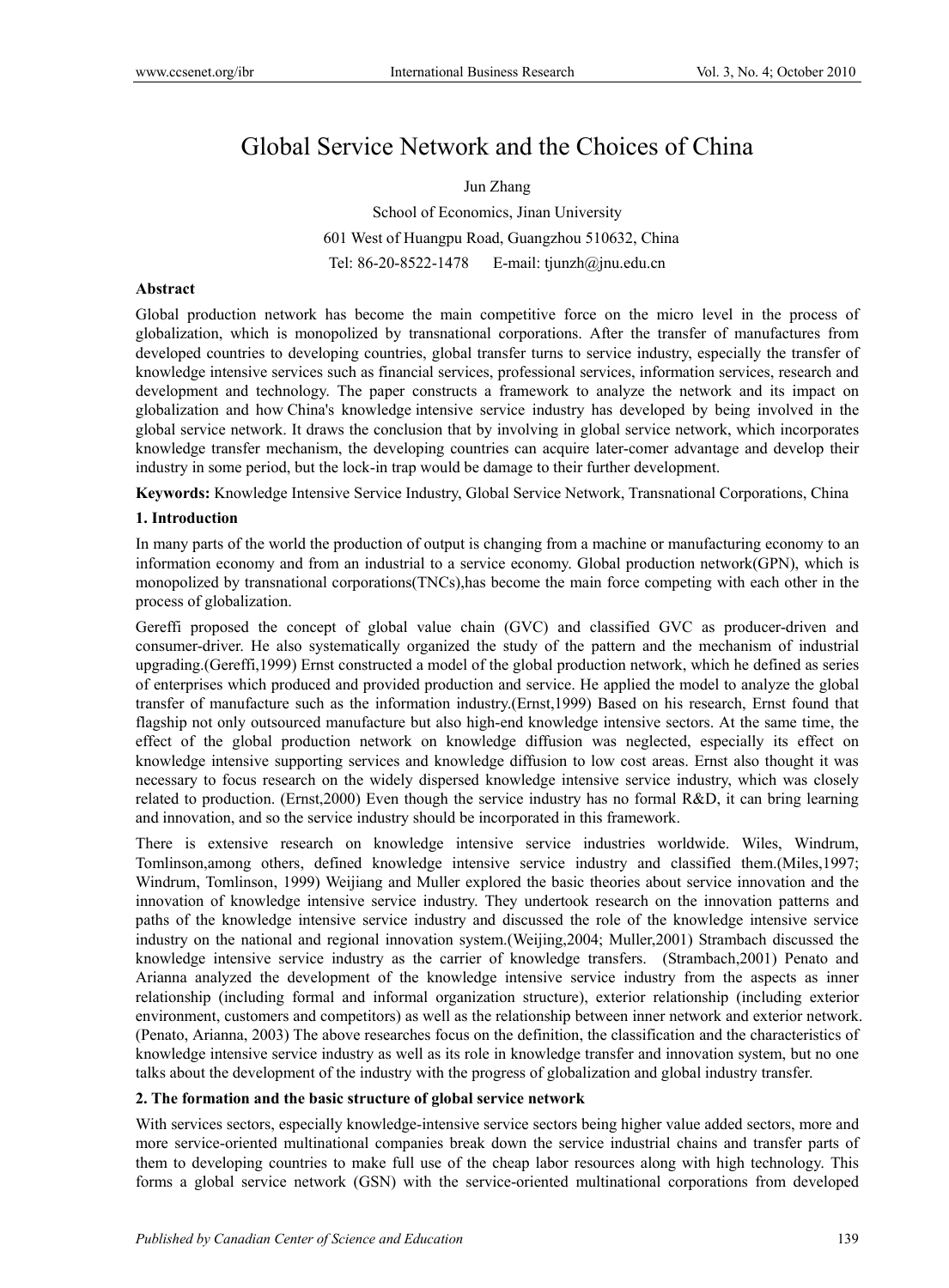# Global Service Network and the Choices of China

Jun Zhang

School of Economics, Jinan University

601 West of Huangpu Road, Guangzhou 510632, China

Tel: 86-20-8522-1478 E-mail: tjunzh@jnu.edu.cn

## Abstract

Global production network has become the main competitive force on the micro level in the process of globalization, which is monopolized by transnational corporations. After the transfer of manufactures from developed countries to developing countries, global transfer turns to service industry, especially the transfer of knowledge intensive services such as financial services, professional services, information services, research and development and technology. The paper constructs a framework to analyze the network and its impact on globalization and how China's knowledge intensive service industry has developed by being involved in the global service network. It draws the conclusion that by involving in global service network, which incorporates knowledge transfer mechanism, the developing countries can acquire later-comer advantage and develop their industry in some period, but the lock-in trap would be damage to their further development.

**Keywords:** Knowledge Intensive Service Industry, Global Service Network, Transnational Corporations, China

## 1. Introduction

In many parts of the world the production of output is changing from a machine or manufacturing economy to an information economy and from an industrial to a service economy. Global production network(GPN), which is monopolized by transnational corporations(TNCs),has become the main force competing with each other in the process of globalization.

Gereffi proposed the concept of global value chain (GVC) and classified GVC as producer-driven and consumer-driver. He also systematically organized the study of the pattern and the mechanism of industrial upgrading.(Gereffi,1999) Ernst constructed a model of the global production network, which he defined as series of enterprises which produced and provided production and service. He applied the model to analyze the global transfer of manufacture such as the information industry.(Ernst,1999) Based on his research, Ernst found that flagship not only outsourced manufacture but also high-end knowledge intensive sectors. At the same time, the effect of the global production network on knowledge diffusion was neglected, especially its effect on knowledge intensive supporting services and knowledge diffusion to low cost areas. Ernst also thought it was necessary to focus research on the widely dispersed knowledge intensive service industry, which was closely related to production. (Ernst,2000) Even though the service industry has no formal R&D, it can bring learning and innovation, and so the service industry should be incorporated in this framework.

There is extensive research on knowledge intensive service industries worldwide. Wiles, Windrum, Tomlinson,among others, defined knowledge intensive service industry and classified them.(Miles,1997; Windrum, Tomlinson, 1999) Weijiang and Muller explored the basic theories about service innovation and the innovation of knowledge intensive service industry. They undertook research on the innovation patterns and paths of the knowledge intensive service industry and discussed the role of the knowledge intensive service industry on the national and regional innovation system.(Weijing,2004; Muller,2001) Strambach discussed the knowledge intensive service industry as the carrier of knowledge transfers. (Strambach,2001) Penato and Arianna analyzed the development of the knowledge intensive service industry from the aspects as inner relationship (including formal and informal organization structure), exterior relationship (including exterior environment, customers and competitors) as well as the relationship between inner network and exterior network. (Penato, Arianna, 2003) The above researches focus on the definition, the classification and the characteristics of knowledge intensive service industry as well as its role in knowledge transfer and innovation system, but no one talks about the development of the industry with the progress of globalization and global industry transfer.

## 2. The formation and the basic structure of global service network

With services sectors, especially knowledge-intensive service sectors being higher value added sectors, more and more service-oriented multinational companies break down the service industrial chains and transfer parts of them to developing countries to make full use of the cheap labor resources along with high technology. This forms a global service network (GSN) with the service-oriented multinational corporations from developed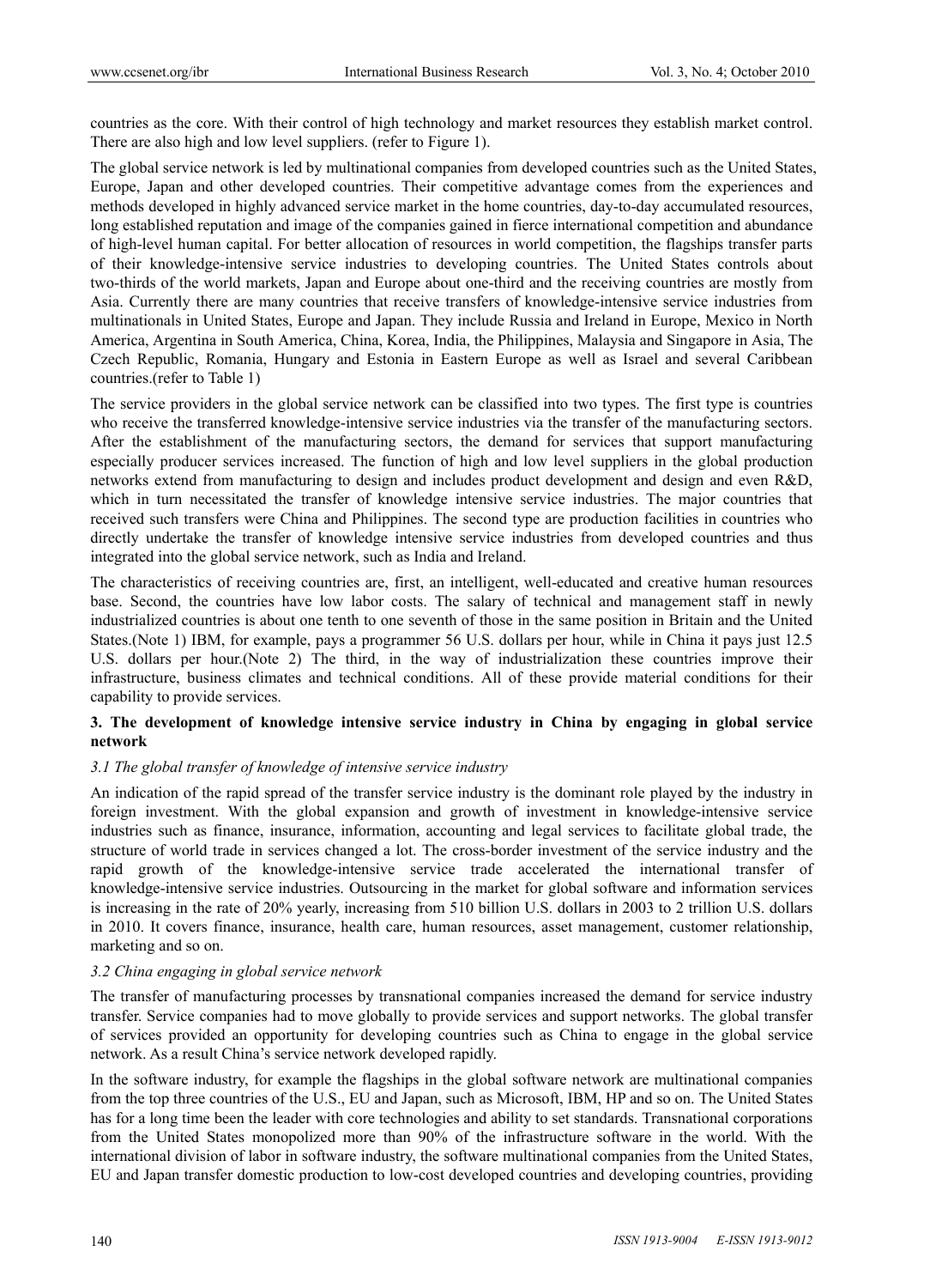countries as the core. With their control of high technology and market resources they establish market control. There are also high and low level suppliers. (refer to Figure 1).

The global service network is led by multinational companies from developed countries such as the United States, Europe, Japan and other developed countries. Their competitive advantage comes from the experiences and methods developed in highly advanced service market in the home countries, day-to-day accumulated resources, long established reputation and image of the companies gained in fierce international competition and abundance of high-level human capital. For better allocation of resources in world competition, the flagships transfer parts of their knowledge-intensive service industries to developing countries. The United States controls about two-thirds of the world markets, Japan and Europe about one-third and the receiving countries are mostly from Asia. Currently there are many countries that receive transfers of knowledge-intensive service industries from multinationals in United States, Europe and Japan. They include Russia and Ireland in Europe, Mexico in North America, Argentina in South America, China, Korea, India, the Philippines, Malaysia and Singapore in Asia, The Czech Republic, Romania, Hungary and Estonia in Eastern Europe as well as Israel and several Caribbean countries.(refer to Table 1)

The service providers in the global service network can be classified into two types. The first type is countries who receive the transferred knowledge-intensive service industries via the transfer of the manufacturing sectors. After the establishment of the manufacturing sectors, the demand for services that support manufacturing especially producer services increased. The function of high and low level suppliers in the global production networks extend from manufacturing to design and includes product development and design and even R&D, which in turn necessitated the transfer of knowledge intensive service industries. The major countries that received such transfers were China and Philippines. The second type are production facilities in countries who directly undertake the transfer of knowledge intensive service industries from developed countries and thus integrated into the global service network, such as India and Ireland.

The characteristics of receiving countries are, first, an intelligent, well-educated and creative human resources base. Second, the countries have low labor costs. The salary of technical and management staff in newly industrialized countries is about one tenth to one seventh of those in the same position in Britain and the United States.(Note 1) IBM, for example, pays a programmer 56 U.S. dollars per hour, while in China it pays just 12.5 U.S. dollars per hour.(Note 2) The third, in the way of industrialization these countries improve their infrastructure, business climates and technical conditions. All of these provide material conditions for their capability to provide services.

## 3. The development of knowledge intensive service industry in China by engaging in global service network

### *3.1 The global transfer of knowledge of intensive service industry*

An indication of the rapid spread of the transfer service industry is the dominant role played by the industry in foreign investment. With the global expansion and growth of investment in knowledge-intensive service industries such as finance, insurance, information, accounting and legal services to facilitate global trade, the structure of world trade in services changed a lot. The cross-border investment of the service industry and the rapid growth of the knowledge-intensive service trade accelerated the international transfer of knowledge-intensive service industries. Outsourcing in the market for global software and information services is increasing in the rate of 20% yearly, increasing from 510 billion U.S. dollars in 2003 to 2 trillion U.S. dollars in 2010. It covers finance, insurance, health care, human resources, asset management, customer relationship, marketing and so on.

### *3.2 China engaging in global service network*

The transfer of manufacturing processes by transnational companies increased the demand for service industry transfer. Service companies had to move globally to provide services and support networks. The global transfer of services provided an opportunity for developing countries such as China to engage in the global service network. As a result China's service network developed rapidly.

In the software industry, for example the flagships in the global software network are multinational companies from the top three countries of the U.S., EU and Japan, such as Microsoft, IBM, HP and so on. The United States has for a long time been the leader with core technologies and ability to set standards. Transnational corporations from the United States monopolized more than 90% of the infrastructure software in the world. With the international division of labor in software industry, the software multinational companies from the United States, EU and Japan transfer domestic production to low-cost developed countries and developing countries, providing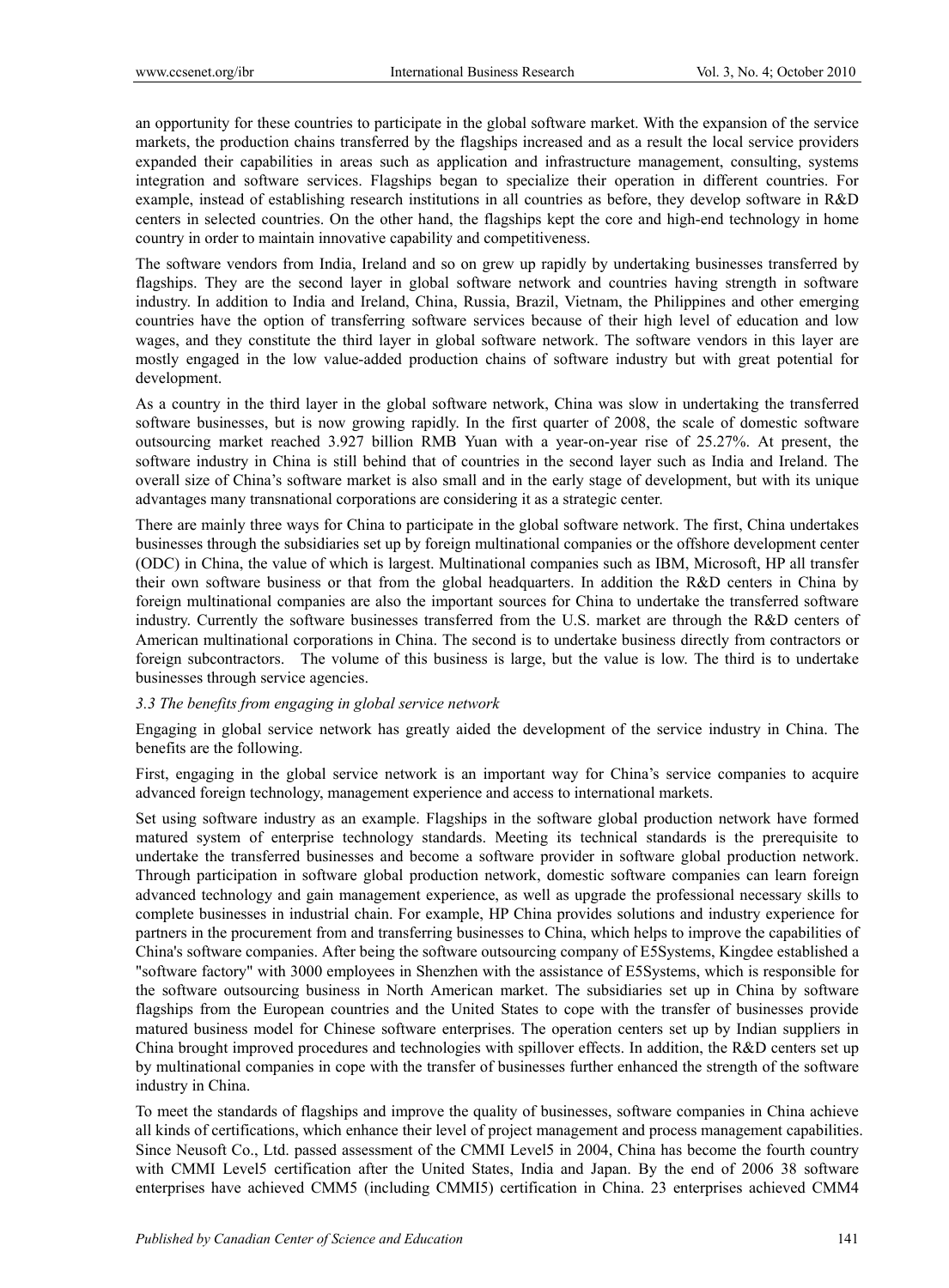an opportunity for these countries to participate in the global software market. With the expansion of the service markets, the production chains transferred by the flagships increased and as a result the local service providers expanded their capabilities in areas such as application and infrastructure management, consulting, systems integration and software services. Flagships began to specialize their operation in different countries. For example, instead of establishing research institutions in all countries as before, they develop software in R&D centers in selected countries. On the other hand, the flagships kept the core and high-end technology in home country in order to maintain innovative capability and competitiveness.

The software vendors from India, Ireland and so on grew up rapidly by undertaking businesses transferred by flagships. They are the second layer in global software network and countries having strength in software industry. In addition to India and Ireland, China, Russia, Brazil, Vietnam, the Philippines and other emerging countries have the option of transferring software services because of their high level of education and low wages, and they constitute the third layer in global software network. The software vendors in this layer are mostly engaged in the low value-added production chains of software industry but with great potential for development.

As a country in the third layer in the global software network, China was slow in undertaking the transferred software businesses, but is now growing rapidly. In the first quarter of 2008, the scale of domestic software outsourcing market reached 3.927 billion RMB Yuan with a year-on-year rise of 25.27%. At present, the software industry in China is still behind that of countries in the second layer such as India and Ireland. The overall size of China's software market is also small and in the early stage of development, but with its unique advantages many transnational corporations are considering it as a strategic center.

There are mainly three ways for China to participate in the global software network. The first, China undertakes businesses through the subsidiaries set up by foreign multinational companies or the offshore development center (ODC) in China, the value of which is largest. Multinational companies such as IBM, Microsoft, HP all transfer their own software business or that from the global headquarters. In addition the R&D centers in China by foreign multinational companies are also the important sources for China to undertake the transferred software industry. Currently the software businesses transferred from the U.S. market are through the R&D centers of American multinational corporations in China. The second is to undertake business directly from contractors or foreign subcontractors. The volume of this business is large, but the value is low. The third is to undertake businesses through service agencies.

### *3.3 The benefits from engaging in global service network*

Engaging in global service network has greatly aided the development of the service industry in China. The benefits are the following.

First, engaging in the global service network is an important way for China's service companies to acquire advanced foreign technology, management experience and access to international markets.

Set using software industry as an example. Flagships in the software global production network have formed matured system of enterprise technology standards. Meeting its technical standards is the prerequisite to undertake the transferred businesses and become a software provider in software global production network. Through participation in software global production network, domestic software companies can learn foreign advanced technology and gain management experience, as well as upgrade the professional necessary skills to complete businesses in industrial chain. For example, HP China provides solutions and industry experience for partners in the procurement from and transferring businesses to China, which helps to improve the capabilities of China's software companies. After being the software outsourcing company of E5Systems, Kingdee established a "software factory" with 3000 employees in Shenzhen with the assistance of E5Systems, which is responsible for the software outsourcing business in North American market. The subsidiaries set up in China by software flagships from the European countries and the United States to cope with the transfer of businesses provide matured business model for Chinese software enterprises. The operation centers set up by Indian suppliers in China brought improved procedures and technologies with spillover effects. In addition, the R&D centers set up by multinational companies in cope with the transfer of businesses further enhanced the strength of the software industry in China.

To meet the standards of flagships and improve the quality of businesses, software companies in China achieve all kinds of certifications, which enhance their level of project management and process management capabilities. Since Neusoft Co., Ltd. passed assessment of the CMMI Level5 in 2004, China has become the fourth country with CMMI Level5 certification after the United States, India and Japan. By the end of 2006 38 software enterprises have achieved CMM5 (including CMMI5) certification in China. 23 enterprises achieved CMM4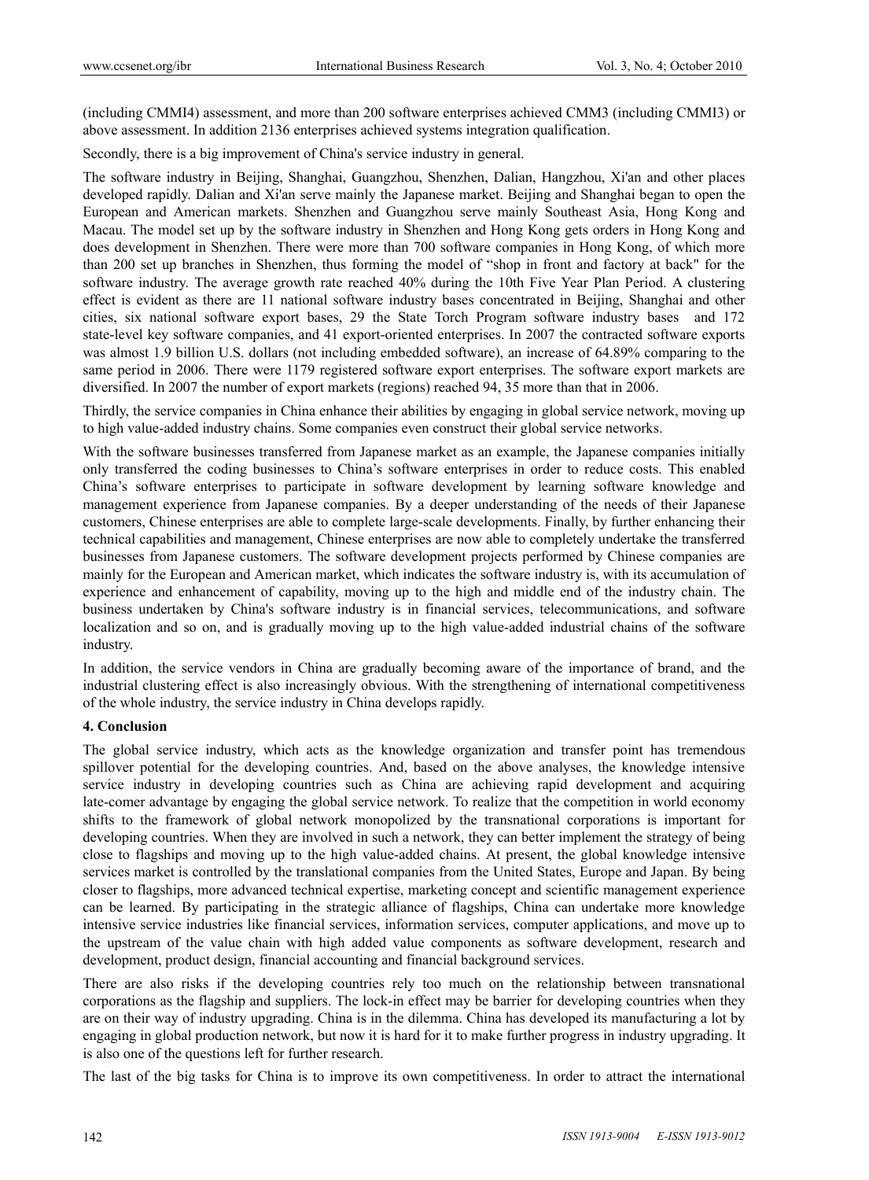(including CMMI4) assessment, and more than 200 software enterprises achieved CMM3 (including CMMI3) or above assessment. In addition 2136 enterprises achieved systems integration qualification.

Secondly, there is a big improvement of China's service industry in general.

The software industry in Beijing, Shanghai, Guangzhou, Shenzhen, Dalian, Hangzhou, Xi'an and other places developed rapidly. Dalian and Xi'an serve mainly the Japanese market. Beijing and Shanghai began to open the European and American markets. Shenzhen and Guangzhou serve mainly Southeast Asia, Hong Kong and Macau. The model set up by the software industry in Shenzhen and Hong Kong gets orders in Hong Kong and does development in Shenzhen. There were more than 700 software companies in Hong Kong, of which more than 200 set up branches in Shenzhen, thus forming the model of "shop in front and factory at back" for the software industry. The average growth rate reached 40% during the 10th Five Year Plan Period. A clustering effect is evident as there are 11 national software industry bases concentrated in Beijing, Shanghai and other cities, six national software export bases, 29 the State Torch Program software industry bases and 172 state-level key software companies, and 41 export-oriented enterprises. In 2007 the contracted software exports was almost 1.9 billion U.S. dollars (not including embedded software), an increase of 64.89% comparing to the same period in 2006. There were 1179 registered software export enterprises. The software export markets are diversified. In 2007 the number of export markets (regions) reached 94, 35 more than that in 2006.

Thirdly, the service companies in China enhance their abilities by engaging in global service network, moving up to high value-added industry chains. Some companies even construct their global service networks.

With the software businesses transferred from Japanese market as an example, the Japanese companies initially only transferred the coding businesses to China's software enterprises in order to reduce costs. This enabled China's software enterprises to participate in software development by learning software knowledge and management experience from Japanese companies. By a deeper understanding of the needs of their Japanese customers, Chinese enterprises are able to complete large-scale developments. Finally, by further enhancing their technical capabilities and management, Chinese enterprises are now able to completely undertake the transferred businesses from Japanese customers. The software development projects performed by Chinese companies are mainly for the European and American market, which indicates the software industry is, with its accumulation of experience and enhancement of capability, moving up to the high and middle end of the industry chain. The business undertaken by China's software industry is in financial services, telecommunications, and software localization and so on, and is gradually moving up to the high value-added industrial chains of the software industry.

In addition, the service vendors in China are gradually becoming aware of the importance of brand, and the industrial clustering effect is also increasingly obvious. With the strengthening of international competitiveness of the whole industry, the service industry in China develops rapidly.

## 4. Conclusion

The global service industry, which acts as the knowledge organization and transfer point has tremendous spillover potential for the developing countries. And, based on the above analyses, the knowledge intensive service industry in developing countries such as China are achieving rapid development and acquiring late-comer advantage by engaging the global service network. To realize that the competition in world economy shifts to the framework of global network monopolized by the transnational corporations is important for developing countries. When they are involved in such a network, they can better implement the strategy of being close to flagships and moving up to the high value-added chains. At present, the global knowledge intensive services market is controlled by the translational companies from the United States, Europe and Japan. By being closer to flagships, more advanced technical expertise, marketing concept and scientific management experience can be learned. By participating in the strategic alliance of flagships, China can undertake more knowledge intensive service industries like financial services, information services, computer applications, and move up to the upstream of the value chain with high added value components as software development, research and development, product design, financial accounting and financial background services.

There are also risks if the developing countries rely too much on the relationship between transnational corporations as the flagship and suppliers. The lock-in effect may be barrier for developing countries when they are on their way of industry upgrading. China is in the dilemma. China has developed its manufacturing a lot by engaging in global production network, but now it is hard for it to make further progress in industry upgrading. It is also one of the questions left for further research.

The last of the big tasks for China is to improve its own competitiveness. In order to attract the international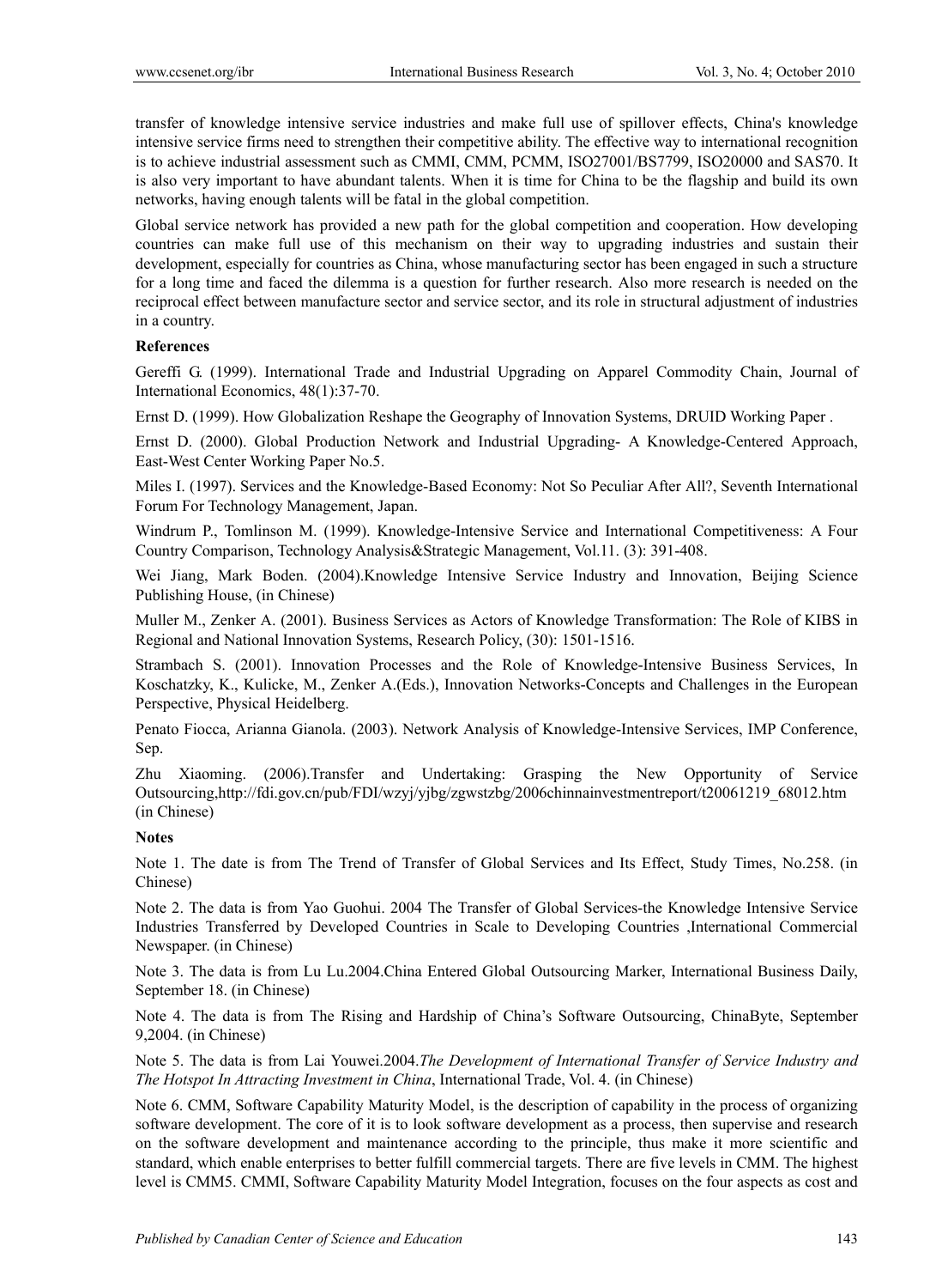transfer of knowledge intensive service industries and make full use of spillover effects, China's knowledge intensive service firms need to strengthen their competitive ability. The effective way to international recognition is to achieve industrial assessment such as CMMI, CMM, PCMM, ISO27001/BS7799, ISO20000 and SAS70. It is also very important to have abundant talents. When it is time for China to be the flagship and build its own networks, having enough talents will be fatal in the global competition.

Global service network has provided a new path for the global competition and cooperation. How developing countries can make full use of this mechanism on their way to upgrading industries and sustain their development, especially for countries as China, whose manufacturing sector has been engaged in such a structure for a long time and faced the dilemma is a question for further research. Also more research is needed on the reciprocal effect between manufacture sector and service sector, and its role in structural adjustment of industries in a country.

**References**

Gereffi G. (1999). International Trade and Industrial Upgrading on Apparel Commodity Chain, Journal of International Economics, 48(1):37-70.

Ernst D. (1999). How Globalization Reshape the Geography of Innovation Systems, DRUID Working Paper .

Ernst D. (2000). Global Production Network and Industrial Upgrading- A Knowledge-Centered Approach, East-West Center Working Paper No.5.

Miles I. (1997). Services and the Knowledge-Based Economy: Not So Peculiar After All?, Seventh International Forum For Technology Management, Japan.

Windrum P., Tomlinson M. (1999). Knowledge-Intensive Service and International Competitiveness: A Four Country Comparison, Technology Analysis&Strategic Management, Vol.11. (3): 391-408.

Wei Jiang, Mark Boden. (2004).Knowledge Intensive Service Industry and Innovation, Beijing Science Publishing House, (in Chinese)

Muller M., Zenker A. (2001). Business Services as Actors of Knowledge Transformation: The Role of KIBS in Regional and National Innovation Systems, Research Policy, (30): 1501-1516.

Strambach S. (2001). Innovation Processes and the Role of Knowledge-Intensive Business Services, In Koschatzky, K., Kulicke, M., Zenker A.(Eds.), Innovation Networks-Concepts and Challenges in the European Perspective, Physical Heidelberg.

Penato Fiocca, Arianna Gianola. (2003). Network Analysis of Knowledge-Intensive Services, IMP Conference, Sep.

Zhu Xiaoming. (2006).Transfer and Undertaking: Grasping the New Opportunity of Service Outsourcing,http://fdi.gov.cn/pub/FDI/wzyj/yjbg/zgwstzbg/2006chinnainvestmentreport/t20061219_68012.htm (in Chinese)

**Notes**

Note 1. The date is from The Trend of Transfer of Global Services and Its Effect, Study Times, No.258. (in Chinese)

Note 2. The data is from Yao Guohui. 2004 The Transfer of Global Services-the Knowledge Intensive Service Industries Transferred by Developed Countries in Scale to Developing Countries ,International Commercial Newspaper. (in Chinese)

Note 3. The data is from Lu Lu.2004.China Entered Global Outsourcing Marker, International Business Daily, September 18. (in Chinese)

Note 4. The data is from The Rising and Hardship of China's Software Outsourcing, ChinaByte, September 9,2004. (in Chinese)

Note 5. The data is from Lai Youwei.2004.*The Development of International Transfer of Service Industry and The Hotspot In Attracting Investment in China*, International Trade, Vol. 4. (in Chinese)

Note 6. CMM, Software Capability Maturity Model, is the description of capability in the process of organizing software development. The core of it is to look software development as a process, then supervise and research on the software development and maintenance according to the principle, thus make it more scientific and standard, which enable enterprises to better fulfill commercial targets. There are five levels in CMM. The highest level is CMM5. CMMI, Software Capability Maturity Model Integration, focuses on the four aspects as cost and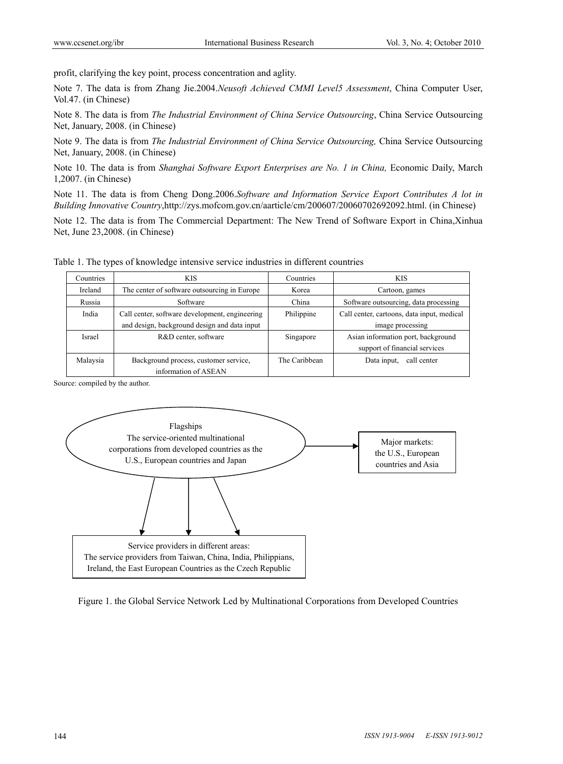profit, clarifying the key point, process concentration and aglity.

Note 7. The data is from Zhang Jie.2004.*Neusoft Achieved CMMI Level5 Assessment*, China Computer User, Vol.47. (in Chinese)

Note 8. The data is from *The Industrial Environment of China Service Outsourcing*, China Service Outsourcing Net, January, 2008. (in Chinese)

Note 9. The data is from *The Industrial Environment of China Service Outsourcing,* China Service Outsourcing Net, January, 2008. (in Chinese)

Note 10. The data is from *Shanghai Software Export Enterprises are No. 1 in China,* Economic Daily, March 1,2007. (in Chinese)

Note 11. The data is from Cheng Dong.2006.*Software and Information Service Export Contributes A lot in Building Innovative Country*,http://zys.mofcom.gov.cn/aarticle/cm/200607/20060702692092.html. (in Chinese)

Note 12. The data is from The Commercial Department: The New Trend of Software Export in China,Xinhua Net, June 23,2008. (in Chinese)

Table 1. The types of knowledge intensive service industries in different countries

| Countries | KIS | Countries | KIS |
|---|---|---|---|
| Ireland | The center of software outsourcing in Europe | Korea | Cartoon, games |
| Russia | Software | China | Software outsourcing, data processing |
| India | Call center, software development, engineering and design, background design and data input | Philippine | Call center, cartoons, data input, medical image processing |
| Israel | R&D center, software | Singapore | Asian information port, background support of financial services |
| Malaysia | Background process, customer service, information of ASEAN | The Caribbean | Data input, call center |

Source: compiled by the author.

Flagships
The service-oriented multinational corporations from developed countries as the U.S., European countries and Japan

Major markets:
the U.S., European countries and Asia

Service providers in different areas:
The service providers from Taiwan, China, India, Philippians, Ireland, the East European Countries as the Czech Republic

Figure 1. the Global Service Network Led by Multinational Corporations from Developed Countries